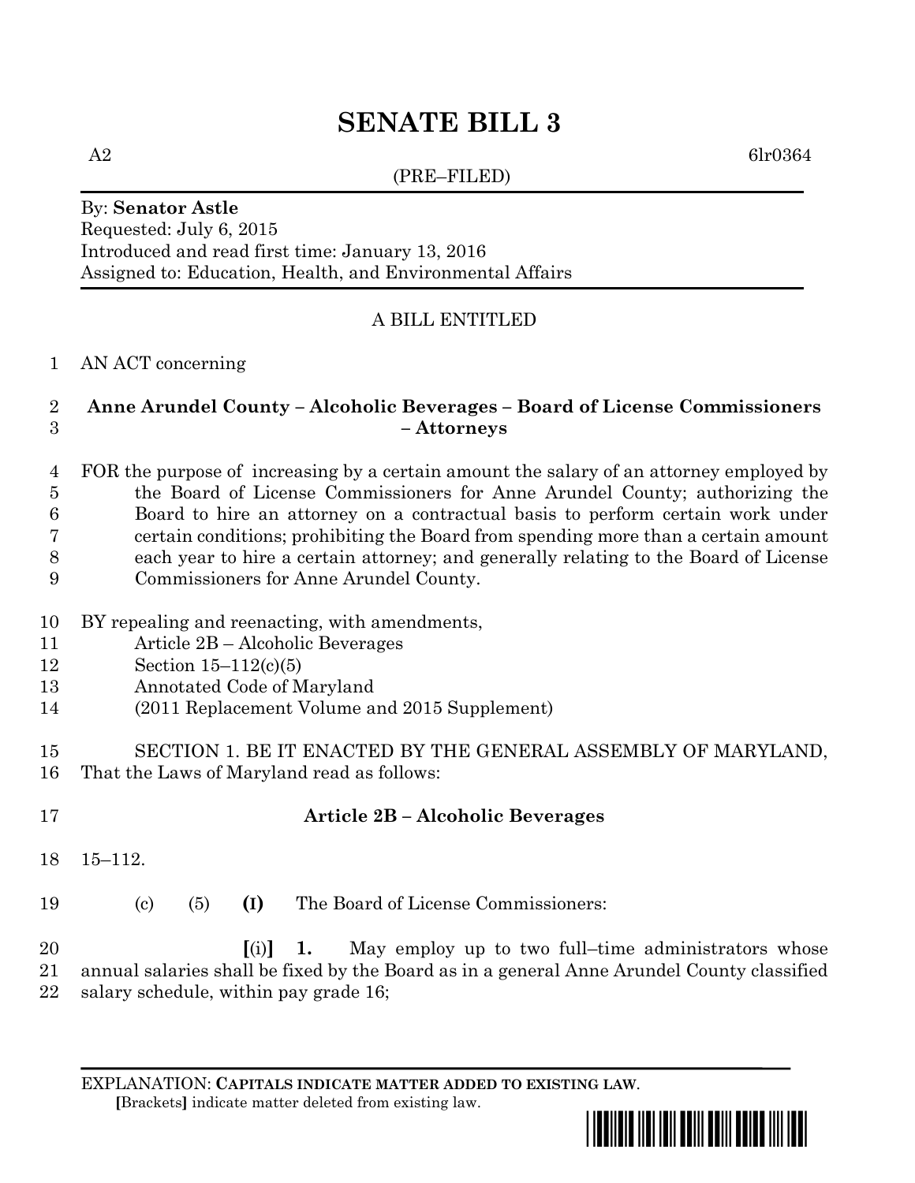# SENATE BILL 3

A2 6lr0364

(PRE–FILED)

By: **Senator Astle**
Requested: July 6, 2015
Introduced and read first time: January 13, 2016
Assigned to: Education, Health, and Environmental Affairs

A BILL ENTITLED

AN ACT concerning

**Anne Arundel County – Alcoholic Beverages – Board of License Commissioners – Attorneys**

FOR the purpose of increasing by a certain amount the salary of an attorney employed by the Board of License Commissioners for Anne Arundel County; authorizing the Board to hire an attorney on a contractual basis to perform certain work under certain conditions; prohibiting the Board from spending more than a certain amount each year to hire a certain attorney; and generally relating to the Board of License Commissioners for Anne Arundel County.

BY repealing and reenacting, with amendments,
Article 2B – Alcoholic Beverages
Section 15–112(c)(5)
Annotated Code of Maryland
(2011 Replacement Volume and 2015 Supplement)

SECTION 1. BE IT ENACTED BY THE GENERAL ASSEMBLY OF MARYLAND, That the Laws of Maryland read as follows:

**Article 2B – Alcoholic Beverages**

15–112.

(c) (5) **(I)** The Board of License Commissioners:

**[**(i)**]** **1.** May employ up to two full–time administrators whose annual salaries shall be fixed by the Board as in a general Anne Arundel County classified salary schedule, within pay grade 16;

EXPLANATION: **CAPITALS INDICATE MATTER ADDED TO EXISTING LAW.**
**[**Brackets**]** indicate matter deleted from existing law.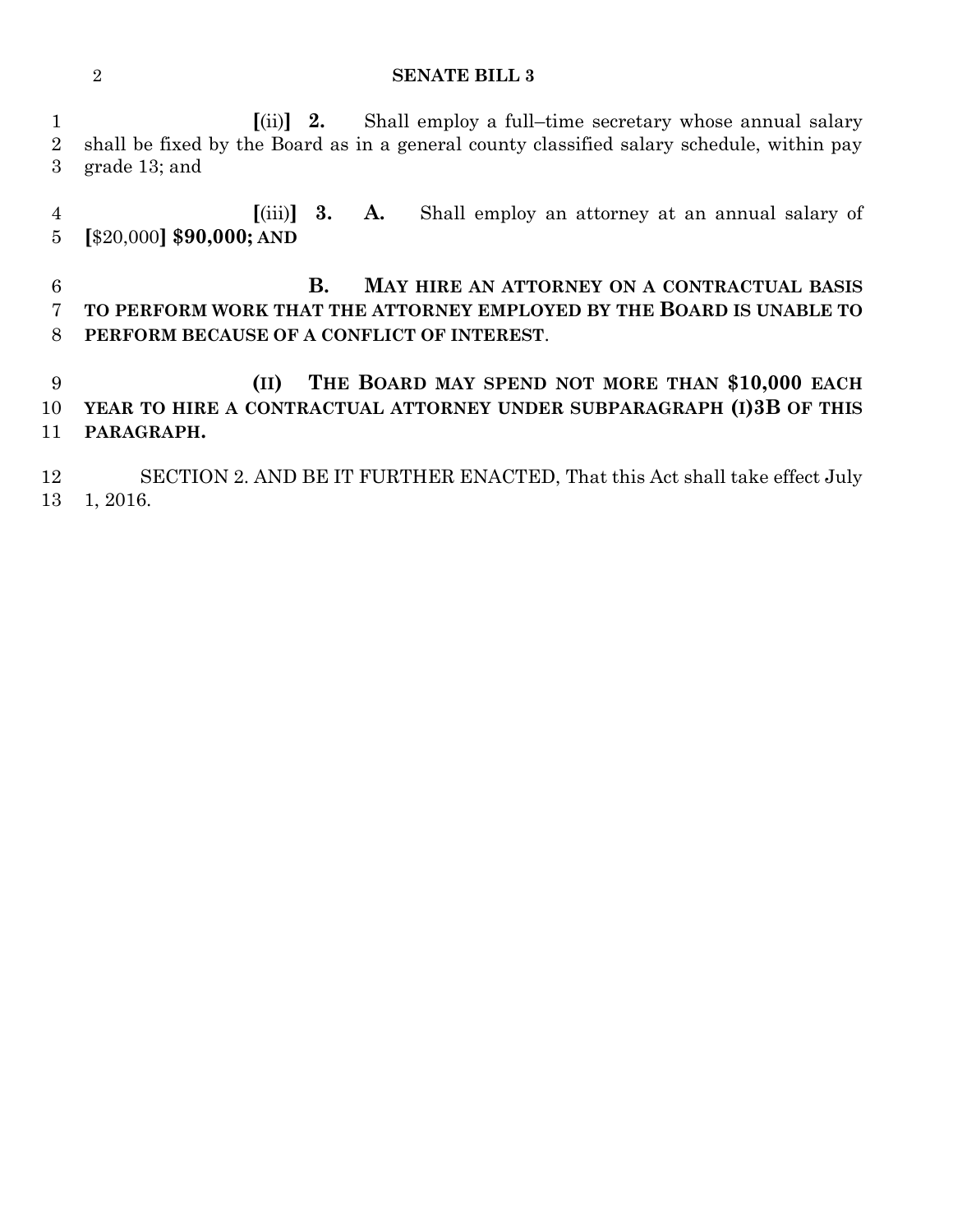**[**(ii)**]** **2.** Shall employ a full–time secretary whose annual salary shall be fixed by the Board as in a general county classified salary schedule, within pay grade 13; and

**[**(iii)**]** **3.** **A.** Shall employ an attorney at an annual salary of **[**$20,000**]** **$90,000; AND**

**B. MAY HIRE AN ATTORNEY ON A CONTRACTUAL BASIS TO PERFORM WORK THAT THE ATTORNEY EMPLOYED BY THE BOARD IS UNABLE TO PERFORM BECAUSE OF A CONFLICT OF INTEREST**.

**(II) THE BOARD MAY SPEND NOT MORE THAN $10,000 EACH YEAR TO HIRE A CONTRACTUAL ATTORNEY UNDER SUBPARAGRAPH (I)3B OF THIS PARAGRAPH.**

SECTION 2. AND BE IT FURTHER ENACTED, That this Act shall take effect July 1, 2016.